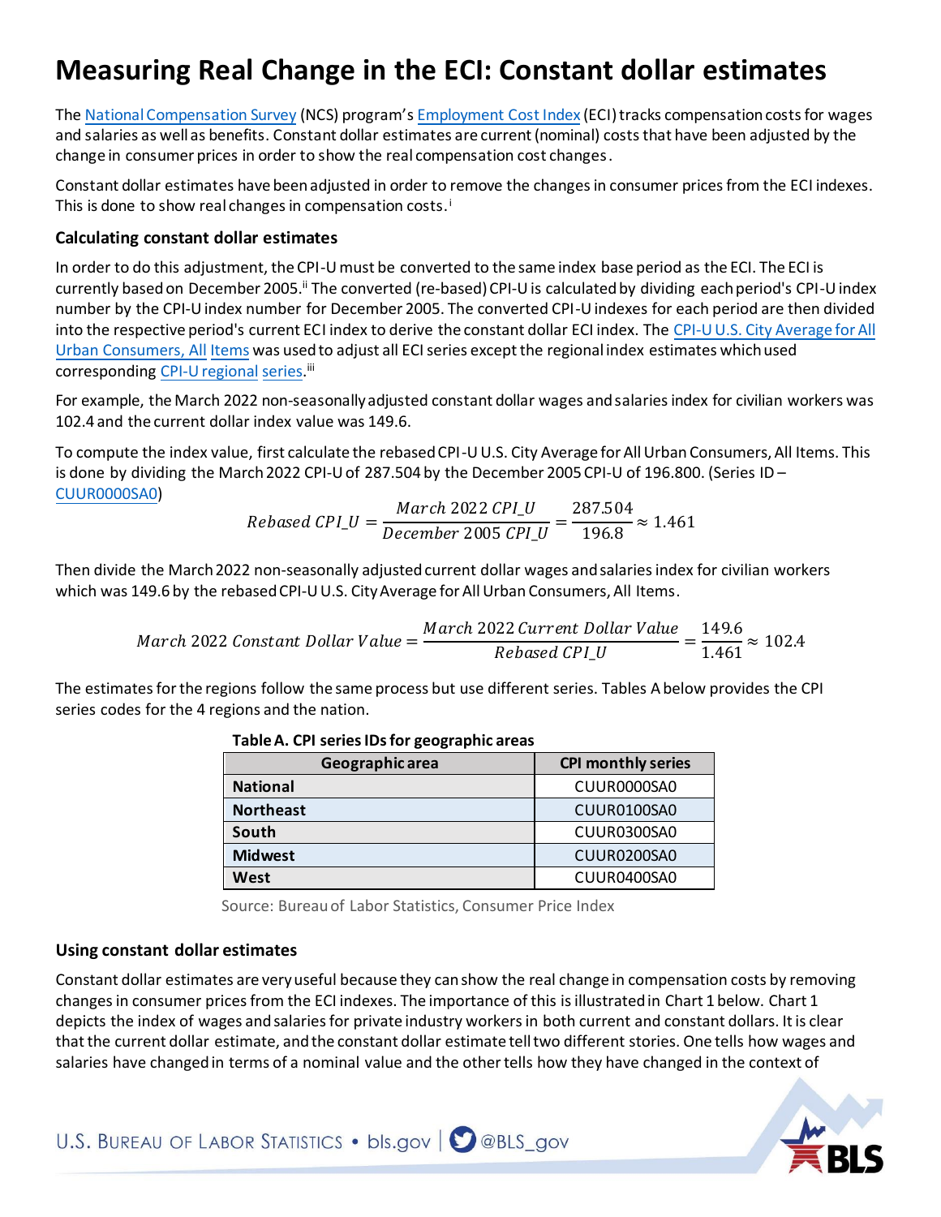# Measuring Real Change in the ECI: Constant dollar estimates

The National Compensation Survey (NCS) program's Employment Cost Index (ECI) tracks compensation costs for wages and salaries as well as benefits. Constant dollar estimates are current (nominal) costs that have been adjusted by the change in consumer prices in order to show the real compensation cost changes.

Constant dollar estimates have been adjusted in order to remove the changes in consumer prices from the ECI indexes. This is done to show real changes in compensation costs.[i]

### Calculating constant dollar estimates

In order to do this adjustment, the CPI-U must be converted to the same index base period as the ECI. The ECI is currently based on December 2005.[ii] The converted (re-based) CPI-U is calculated by dividing each period's CPI-U index number by the CPI-U index number for December 2005. The converted CPI-U indexes for each period are then divided into the respective period's current ECI index to derive the constant dollar ECI index. The CPI-U U.S. City Average for All Urban Consumers, All Items was used to adjust all ECI series except the regional index estimates which used corresponding CPI-U regional series.[iii]

For example, the March 2022 non-seasonally adjusted constant dollar wages and salaries index for civilian workers was 102.4 and the current dollar index value was 149.6.

To compute the index value, first calculate the rebased CPI-U U.S. City Average for All Urban Consumers, All Items. This is done by dividing the March 2022 CPI-U of 287.504 by the December 2005 CPI-U of 196.800. (Series ID – CUUR0000SA0)

$$Rebased\ CPI\_U = \frac{March\ 2022\ CPI\_U}{December\ 2005\ CPI\_U} = \frac{287.504}{196.8} \approx 1.461$$

Then divide the March 2022 non-seasonally adjusted current dollar wages and salaries index for civilian workers which was 149.6 by the rebased CPI-U U.S. City Average for All Urban Consumers, All Items.

$$March\ 2022\ Constant\ Dollar\ Value = \frac{March\ 2022\ Current\ Dollar\ Value}{Rebased\ CPI\_U} = \frac{149.6}{1.461} \approx 102.4$$

The estimates for the regions follow the same process but use different series. Tables A below provides the CPI series codes for the 4 regions and the nation.

**Table A. CPI series IDs for geographic areas**

| Geographic area | CPI monthly series |
|---|---|
| **National** | CUUR0000SA0 |
| **Northeast** | CUUR0100SA0 |
| **South** | CUUR0300SA0 |
| **Midwest** | CUUR0200SA0 |
| **West** | CUUR0400SA0 |

Source: Bureau of Labor Statistics, Consumer Price Index

### Using constant dollar estimates

Constant dollar estimates are very useful because they can show the real change in compensation costs by removing changes in consumer prices from the ECI indexes. The importance of this is illustrated in Chart 1 below. Chart 1 depicts the index of wages and salaries for private industry workers in both current and constant dollars. It is clear that the current dollar estimate, and the constant dollar estimate tell two different stories. One tells how wages and salaries have changed in terms of a nominal value and the other tells how they have changed in the context of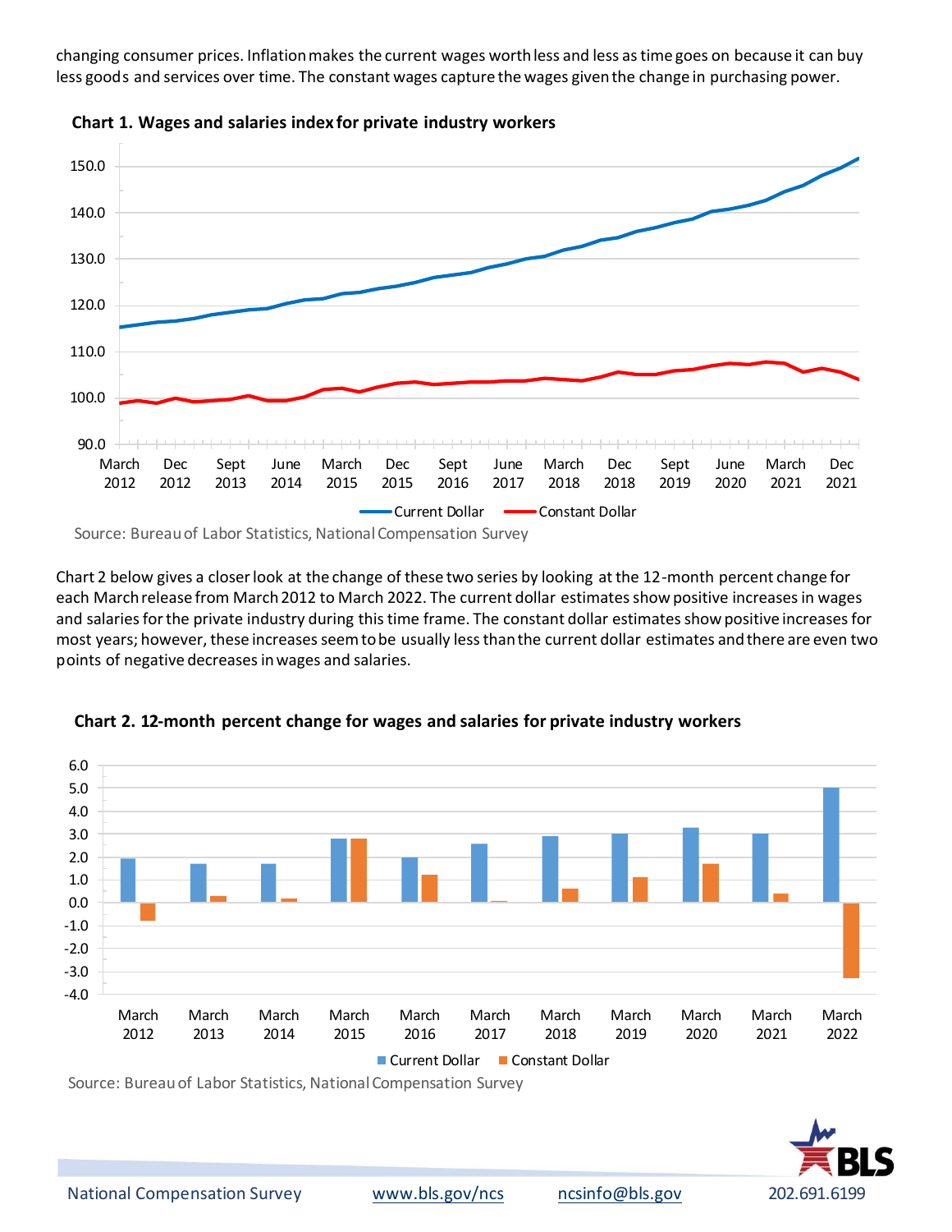changing consumer prices. Inflation makes the current wages worth less and less as time goes on because it can buy less goods and services over time. The constant wages capture the wages given the change in purchasing power.

**Chart 1. Wages and salaries index for private industry workers**

150.0
140.0
130.0
120.0
110.0
100.0
90.0

March 2012, Dec 2012, Sept 2013, June 2014, March 2015, Dec 2015, Sept 2016, June 2017, March 2018, Dec 2018, Sept 2019, June 2020, March 2021, Dec 2021

Current Dollar — Constant Dollar

Source: Bureau of Labor Statistics, National Compensation Survey

Chart 2 below gives a closer look at the change of these two series by looking at the 12-month percent change for each March release from March 2012 to March 2022. The current dollar estimates show positive increases in wages and salaries for the private industry during this time frame. The constant dollar estimates show positive increases for most years; however, these increases seem to be usually less than the current dollar estimates and there are even two points of negative decreases in wages and salaries.

**Chart 2. 12-month percent change for wages and salaries for private industry workers**

6.0
5.0
4.0
3.0
2.0
1.0
0.0
-1.0
-2.0
-3.0
-4.0

March 2012, March 2013, March 2014, March 2015, March 2016, March 2017, March 2018, March 2019, March 2020, March 2021, March 2022

Current Dollar — Constant Dollar

Source: Bureau of Labor Statistics, National Compensation Survey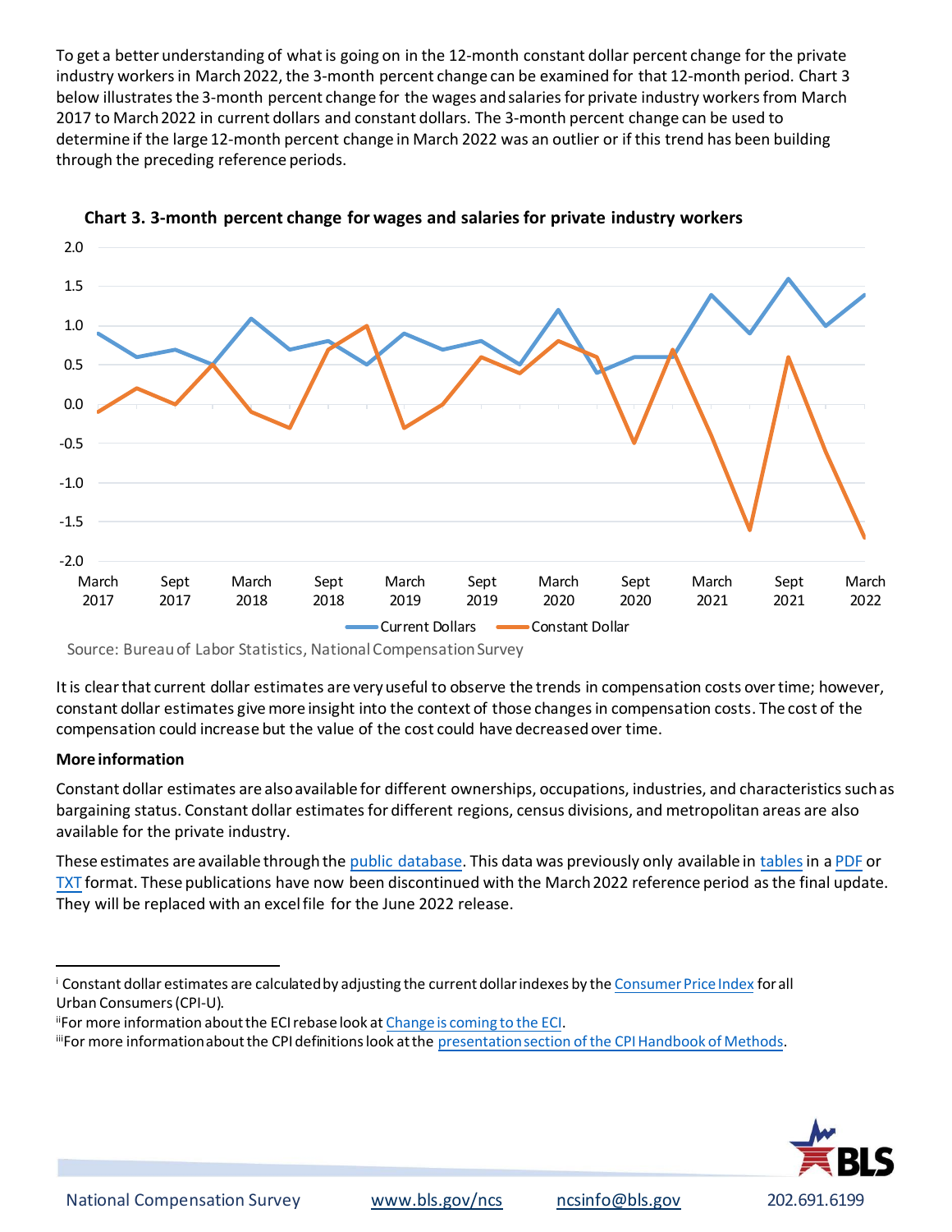To get a better understanding of what is going on in the 12-month constant dollar percent change for the private industry workers in March 2022, the 3-month percent change can be examined for that 12-month period. Chart 3 below illustrates the 3-month percent change for the wages and salaries for private industry workers from March 2017 to March 2022 in current dollars and constant dollars. The 3-month percent change can be used to determine if the large 12-month percent change in March 2022 was an outlier or if this trend has been building through the preceding reference periods.

**Chart 3. 3-month percent change for wages and salaries for private industry workers**

2.0
1.5
1.0
0.5
0.0
-0.5
-1.0
-1.5
-2.0

March 2017
Sept 2017
March 2018
Sept 2018
March 2019
Sept 2019
March 2020
Sept 2020
March 2021
Sept 2021
March 2022

Current Dollars
Constant Dollar

Source: Bureau of Labor Statistics, National Compensation Survey

It is clear that current dollar estimates are very useful to observe the trends in compensation costs over time; however, constant dollar estimates give more insight into the context of those changes in compensation costs. The cost of the compensation could increase but the value of the cost could have decreased over time.

**More information**

Constant dollar estimates are also available for different ownerships, occupations, industries, and characteristics such as bargaining status. Constant dollar estimates for different regions, census divisions, and metropolitan areas are also available for the private industry.

These estimates are available through the public database. This data was previously only available in tables in a PDF or TXT format. These publications have now been discontinued with the March 2022 reference period as the final update. They will be replaced with an excel file for the June 2022 release.

---

[i] Constant dollar estimates are calculated by adjusting the current dollar indexes by the Consumer Price Index for all Urban Consumers (CPI-U).

[ii] For more information about the ECI rebase look at Change is coming to the ECI.

[iii] For more information about the CPI definitions look at the presentation section of the CPI Handbook of Methods.

National Compensation Survey www.bls.gov/ncs ncsinfo@bls.gov 202.691.6199